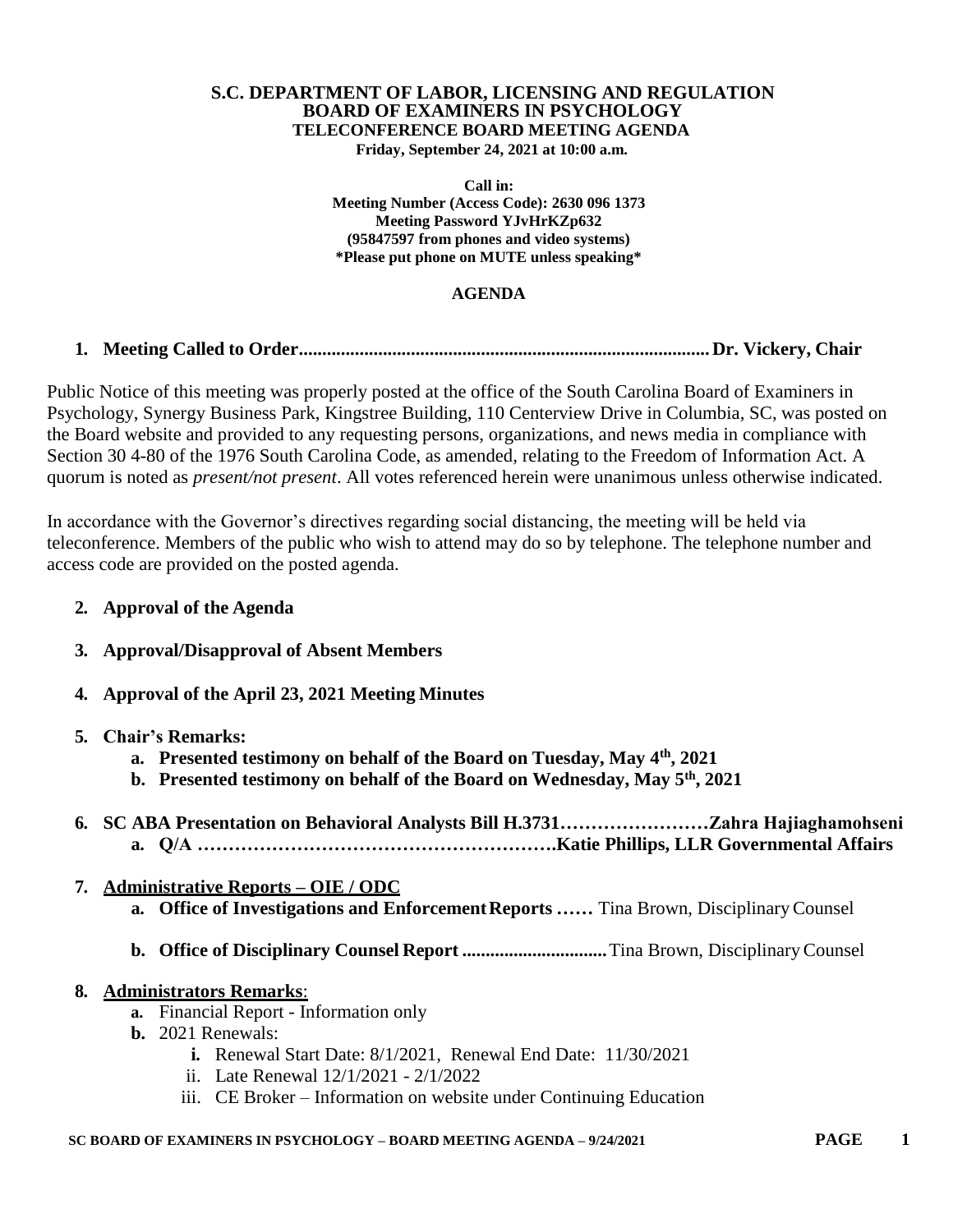**S.C. DEPARTMENT OF LABOR, LICENSING AND REGULATION**
**BOARD OF EXAMINERS IN PSYCHOLOGY**
**TELECONFERENCE BOARD MEETING AGENDA**
**Friday, September 24, 2021 at 10:00 a.m.**

**Call in:**
**Meeting Number (Access Code): 2630 096 1373**
**Meeting Password YJvHrKZp632**
**(95847597 from phones and video systems)**
**\*Please put phone on MUTE unless speaking\***

## AGENDA

1. **Meeting Called to Order....................................................................................... Dr. Vickery, Chair**

Public Notice of this meeting was properly posted at the office of the South Carolina Board of Examiners in Psychology, Synergy Business Park, Kingstree Building, 110 Centerview Drive in Columbia, SC, was posted on the Board website and provided to any requesting persons, organizations, and news media in compliance with Section 30 4-80 of the 1976 South Carolina Code, as amended, relating to the Freedom of Information Act. A quorum is noted as *present/not present*. All votes referenced herein were unanimous unless otherwise indicated.

In accordance with the Governor's directives regarding social distancing, the meeting will be held via teleconference. Members of the public who wish to attend may do so by telephone. The telephone number and access code are provided on the posted agenda.

2. **Approval of the Agenda**
3. **Approval/Disapproval of Absent Members**
4. **Approval of the April 23, 2021 Meeting Minutes**
5. **Chair's Remarks:**
   a. **Presented testimony on behalf of the Board on Tuesday, May 4th, 2021**
   b. **Presented testimony on behalf of the Board on Wednesday, May 5th, 2021**
6. **SC ABA Presentation on Behavioral Analysts Bill H.3731……………………Zahra Hajiaghamohseni**
   a. **Q/A ……………………………………………….Katie Phillips, LLR Governmental Affairs**
7. **Administrative Reports – OIE / ODC**
   a. **Office of Investigations and Enforcement Reports ……** Tina Brown, Disciplinary Counsel
   b. **Office of Disciplinary Counsel Report ...............................** Tina Brown, Disciplinary Counsel
8. **Administrators Remarks**:
   a. Financial Report - Information only
   b. 2021 Renewals:
      i. Renewal Start Date: 8/1/2021, Renewal End Date: 11/30/2021
      ii. Late Renewal 12/1/2021 - 2/1/2022
      iii. CE Broker – Information on website under Continuing Education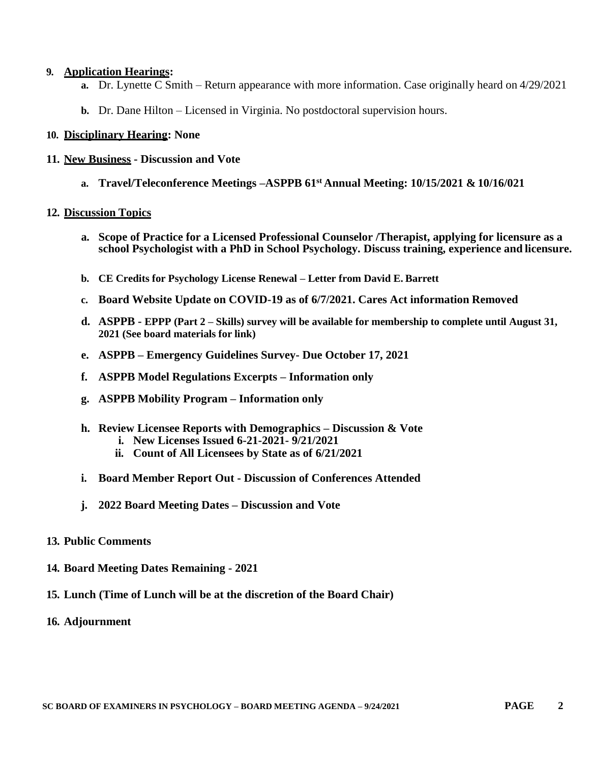9. **Application Hearings:**
    - **a.** Dr. Lynette C Smith – Return appearance with more information. Case originally heard on 4/29/2021
    - **b.** Dr. Dane Hilton – Licensed in Virginia. No postdoctoral supervision hours.

10. **Disciplinary Hearing: None**

11. **New Business - Discussion and Vote**
    - **a. Travel/Teleconference Meetings –ASPPB 61st Annual Meeting: 10/15/2021 & 10/16/021**

12. **Discussion Topics**
    - **a. Scope of Practice for a Licensed Professional Counselor /Therapist, applying for licensure as a school Psychologist with a PhD in School Psychology. Discuss training, experience and licensure.**
    - **b. CE Credits for Psychology License Renewal – Letter from David E. Barrett**
    - **c. Board Website Update on COVID-19 as of 6/7/2021. Cares Act information Removed**
    - **d. ASPPB - EPPP (Part 2 – Skills) survey will be available for membership to complete until August 31, 2021 (See board materials for link)**
    - **e. ASPPB – Emergency Guidelines Survey- Due October 17, 2021**
    - **f. ASPPB Model Regulations Excerpts – Information only**
    - **g. ASPPB Mobility Program – Information only**
    - **h. Review Licensee Reports with Demographics – Discussion & Vote**
        - **i. New Licenses Issued 6-21-2021- 9/21/2021**
        - **ii. Count of All Licensees by State as of 6/21/2021**
    - **i. Board Member Report Out - Discussion of Conferences Attended**
    - **j. 2022 Board Meeting Dates – Discussion and Vote**

13. **Public Comments**

14. **Board Meeting Dates Remaining - 2021**

15. **Lunch (Time of Lunch will be at the discretion of the Board Chair)**

16. **Adjournment**